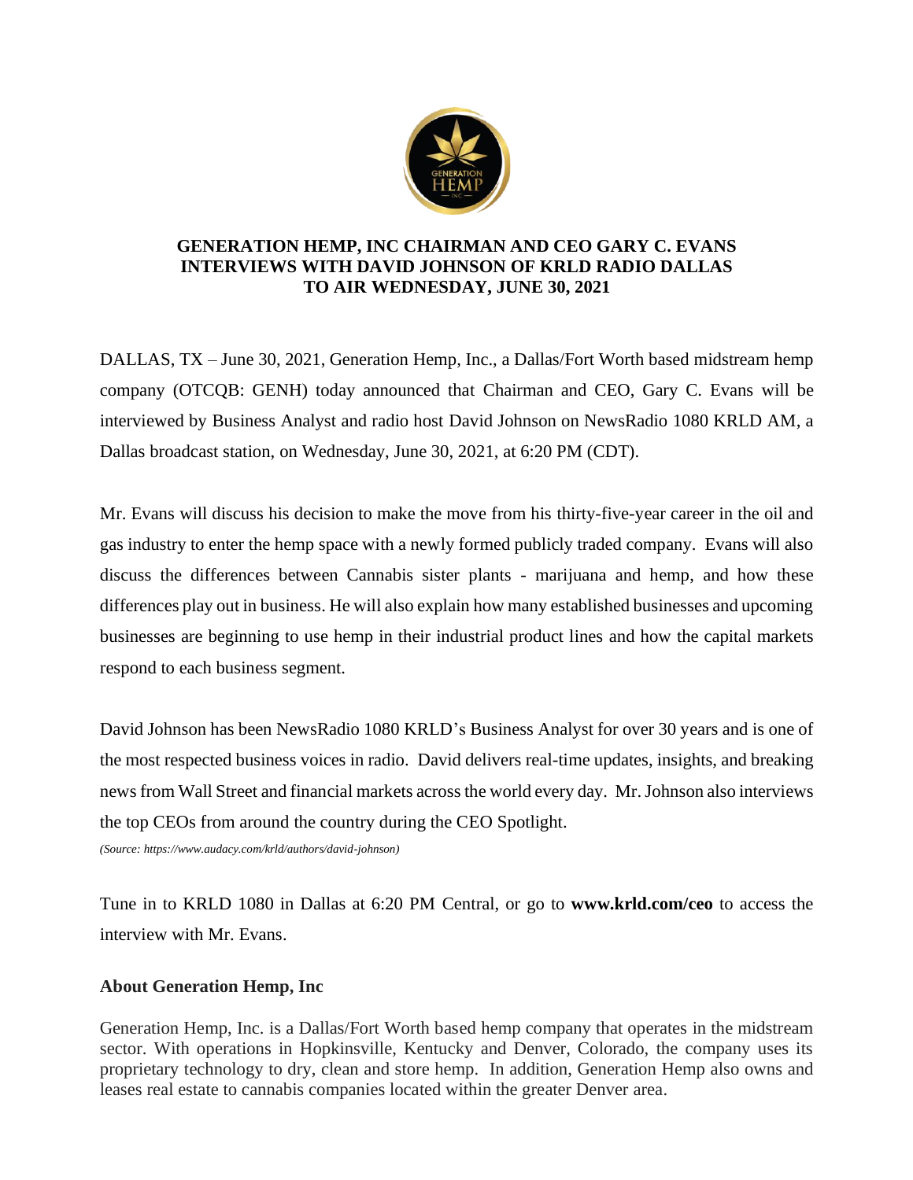# GENERATION HEMP, INC CHAIRMAN AND CEO GARY C. EVANS INTERVIEWS WITH DAVID JOHNSON OF KRLD RADIO DALLAS TO AIR WEDNESDAY, JUNE 30, 2021

DALLAS, TX – June 30, 2021, Generation Hemp, Inc., a Dallas/Fort Worth based midstream hemp company (OTCQB: GENH) today announced that Chairman and CEO, Gary C. Evans will be interviewed by Business Analyst and radio host David Johnson on NewsRadio 1080 KRLD AM, a Dallas broadcast station, on Wednesday, June 30, 2021, at 6:20 PM (CDT).

Mr. Evans will discuss his decision to make the move from his thirty-five-year career in the oil and gas industry to enter the hemp space with a newly formed publicly traded company. Evans will also discuss the differences between Cannabis sister plants - marijuana and hemp, and how these differences play out in business. He will also explain how many established businesses and upcoming businesses are beginning to use hemp in their industrial product lines and how the capital markets respond to each business segment.

David Johnson has been NewsRadio 1080 KRLD's Business Analyst for over 30 years and is one of the most respected business voices in radio. David delivers real-time updates, insights, and breaking news from Wall Street and financial markets across the world every day. Mr. Johnson also interviews the top CEOs from around the country during the CEO Spotlight.

*(Source: https://www.audacy.com/krld/authors/david-johnson)*

Tune in to KRLD 1080 in Dallas at 6:20 PM Central, or go to **www.krld.com/ceo** to access the interview with Mr. Evans.

## About Generation Hemp, Inc

Generation Hemp, Inc. is a Dallas/Fort Worth based hemp company that operates in the midstream sector. With operations in Hopkinsville, Kentucky and Denver, Colorado, the company uses its proprietary technology to dry, clean and store hemp. In addition, Generation Hemp also owns and leases real estate to cannabis companies located within the greater Denver area.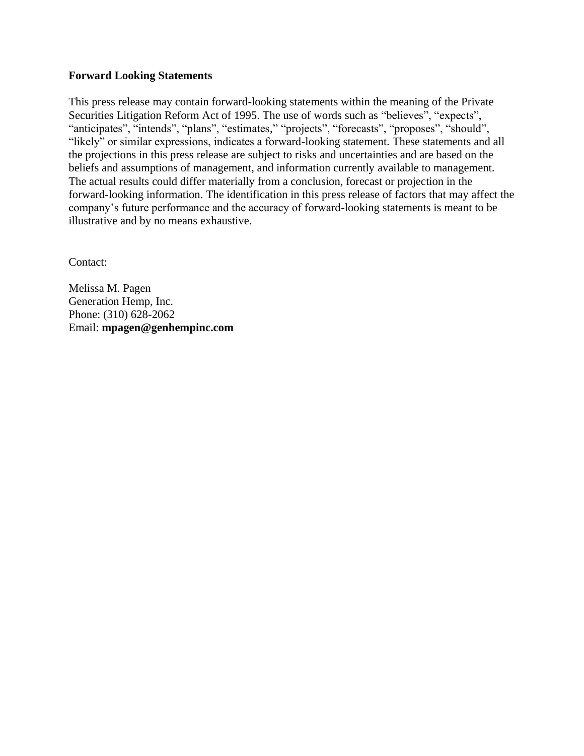**Forward Looking Statements**

This press release may contain forward-looking statements within the meaning of the Private Securities Litigation Reform Act of 1995. The use of words such as “believes”, “expects”, “anticipates”, “intends”, “plans”, “estimates,” “projects”, “forecasts”, “proposes”, “should”, “likely” or similar expressions, indicates a forward-looking statement. These statements and all the projections in this press release are subject to risks and uncertainties and are based on the beliefs and assumptions of management, and information currently available to management. The actual results could differ materially from a conclusion, forecast or projection in the forward-looking information. The identification in this press release of factors that may affect the company’s future performance and the accuracy of forward-looking statements is meant to be illustrative and by no means exhaustive.

Contact:

Melissa M. Pagen
Generation Hemp, Inc.
Phone: (310) 628-2062
Email: **mpagen@genhempinc.com**